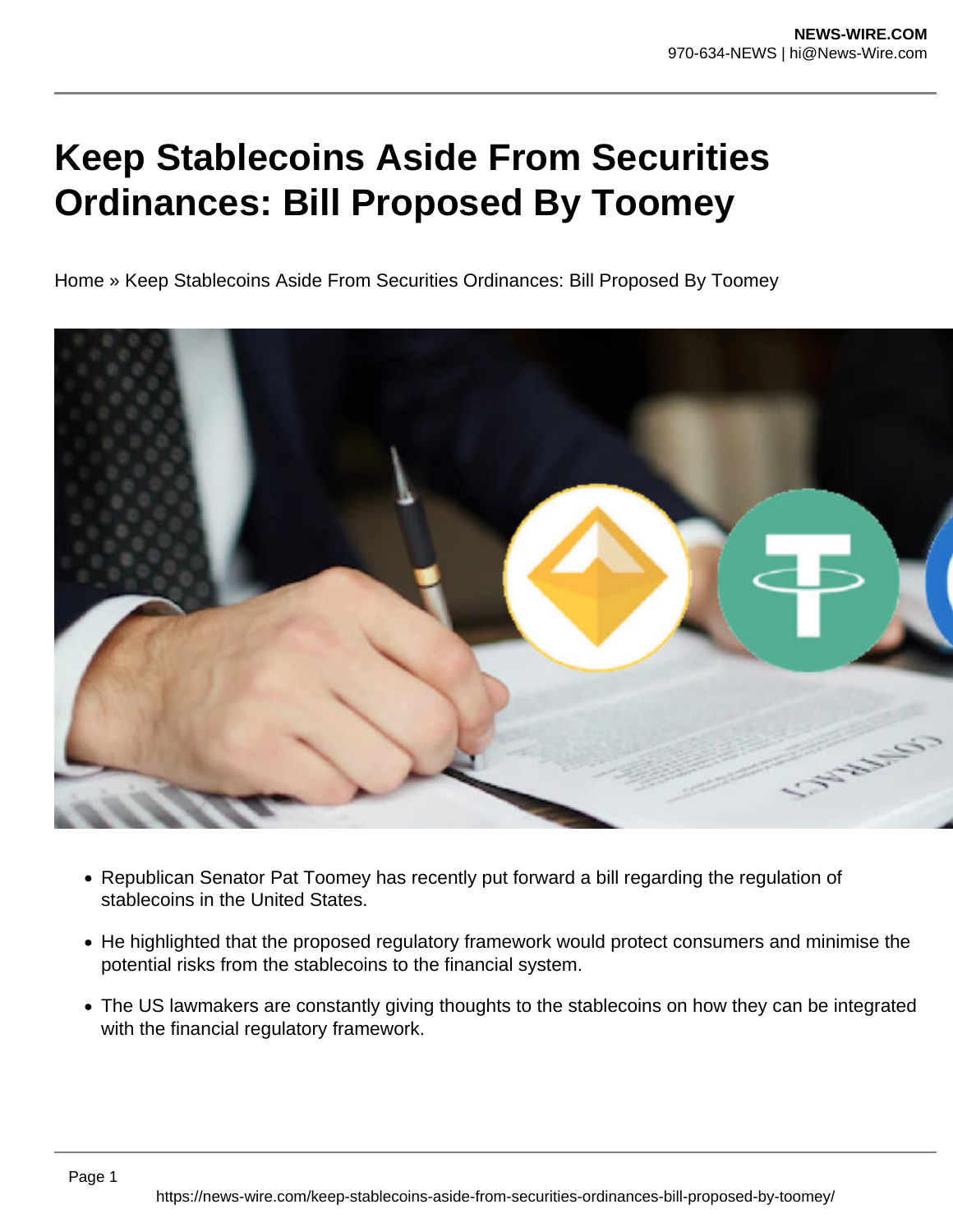# Keep Stablecoins Aside From Securities Ordinances: Bill Proposed By Toomey

Home » Keep Stablecoins Aside From Securities Ordinances: Bill Proposed By Toomey

- Republican Senator Pat Toomey has recently put forward a bill regarding the regulation of stablecoins in the United States.
- He highlighted that the proposed regulatory framework would protect consumers and minimise the potential risks from the stablecoins to the financial system.
- The US lawmakers are constantly giving thoughts to the stablecoins on how they can be integrated with the financial regulatory framework.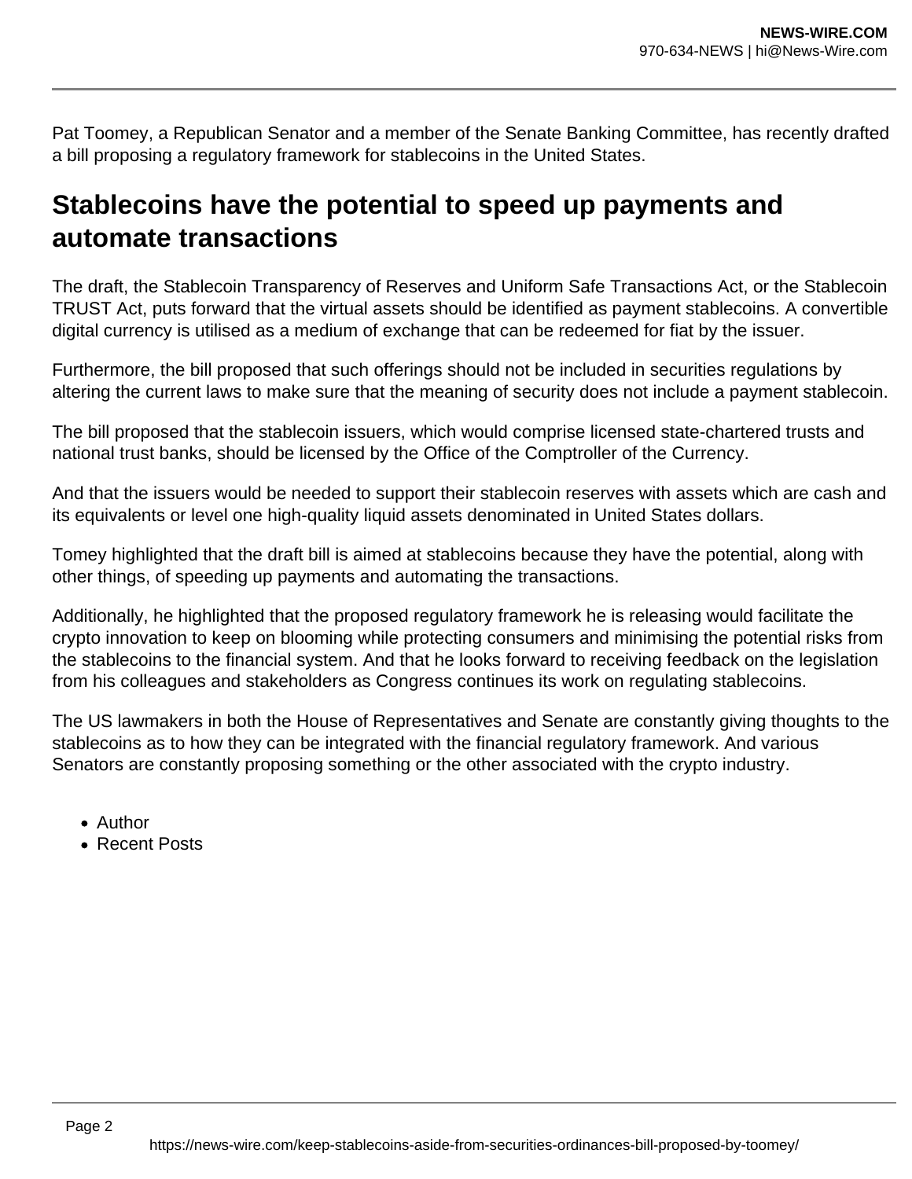Pat Toomey, a Republican Senator and a member of the Senate Banking Committee, has recently drafted a bill proposing a regulatory framework for stablecoins in the United States.

## Stablecoins have the potential to speed up payments and automate transactions

The draft, the Stablecoin Transparency of Reserves and Uniform Safe Transactions Act, or the Stablecoin TRUST Act, puts forward that the virtual assets should be identified as payment stablecoins. A convertible digital currency is utilised as a medium of exchange that can be redeemed for fiat by the issuer.

Furthermore, the bill proposed that such offerings should not be included in securities regulations by altering the current laws to make sure that the meaning of security does not include a payment stablecoin.

The bill proposed that the stablecoin issuers, which would comprise licensed state-chartered trusts and national trust banks, should be licensed by the Office of the Comptroller of the Currency.

And that the issuers would be needed to support their stablecoin reserves with assets which are cash and its equivalents or level one high-quality liquid assets denominated in United States dollars.

Tomey highlighted that the draft bill is aimed at stablecoins because they have the potential, along with other things, of speeding up payments and automating the transactions.

Additionally, he highlighted that the proposed regulatory framework he is releasing would facilitate the crypto innovation to keep on blooming while protecting consumers and minimising the potential risks from the stablecoins to the financial system. And that he looks forward to receiving feedback on the legislation from his colleagues and stakeholders as Congress continues its work on regulating stablecoins.

The US lawmakers in both the House of Representatives and Senate are constantly giving thoughts to the stablecoins as to how they can be integrated with the financial regulatory framework. And various Senators are constantly proposing something or the other associated with the crypto industry.

- Author
- Recent Posts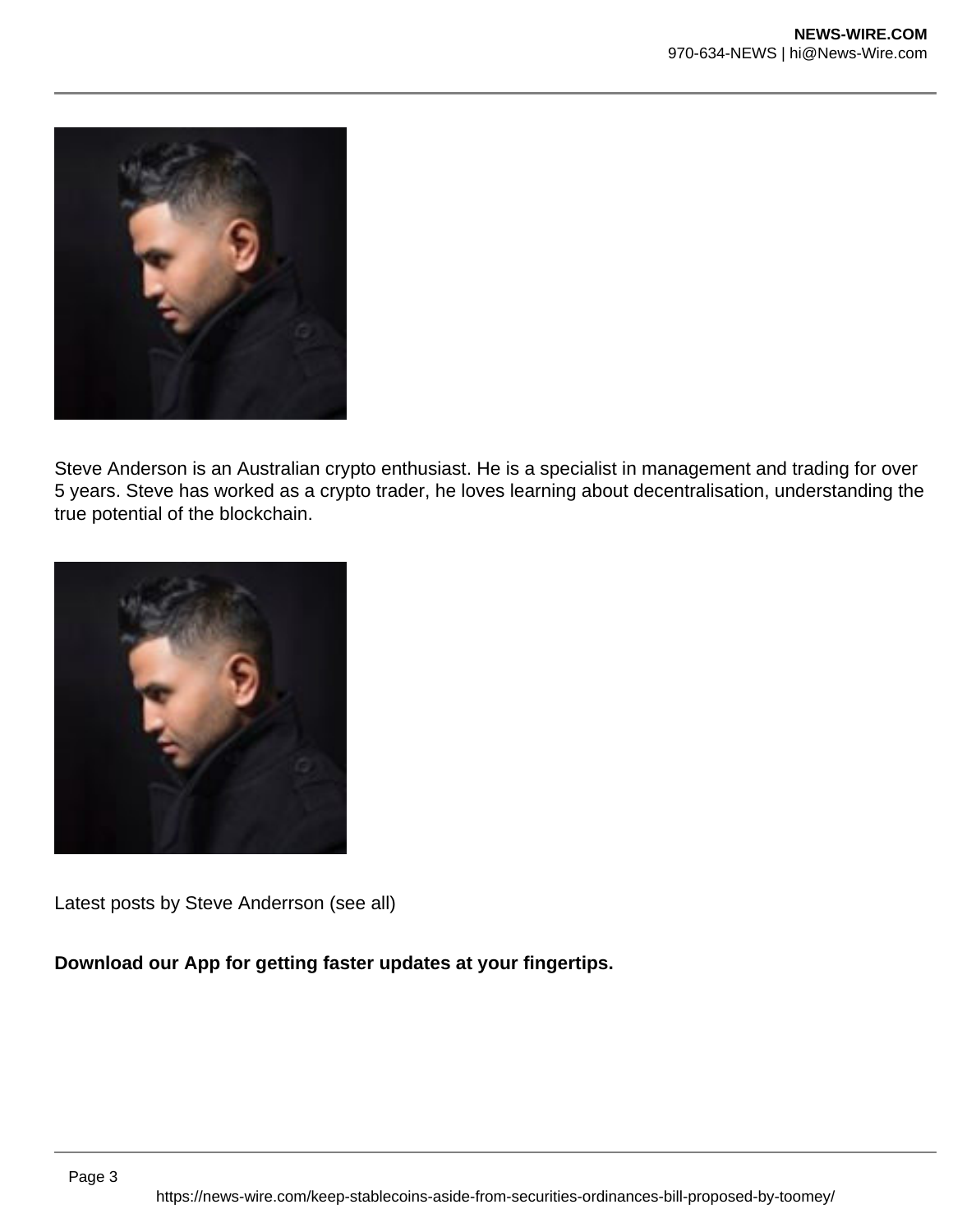Steve Anderson is an Australian crypto enthusiast. He is a specialist in management and trading for over 5 years. Steve has worked as a crypto trader, he loves learning about decentralisation, understanding the true potential of the blockchain.

Latest posts by Steve Anderrson (see all)

**Download our App for getting faster updates at your fingertips.**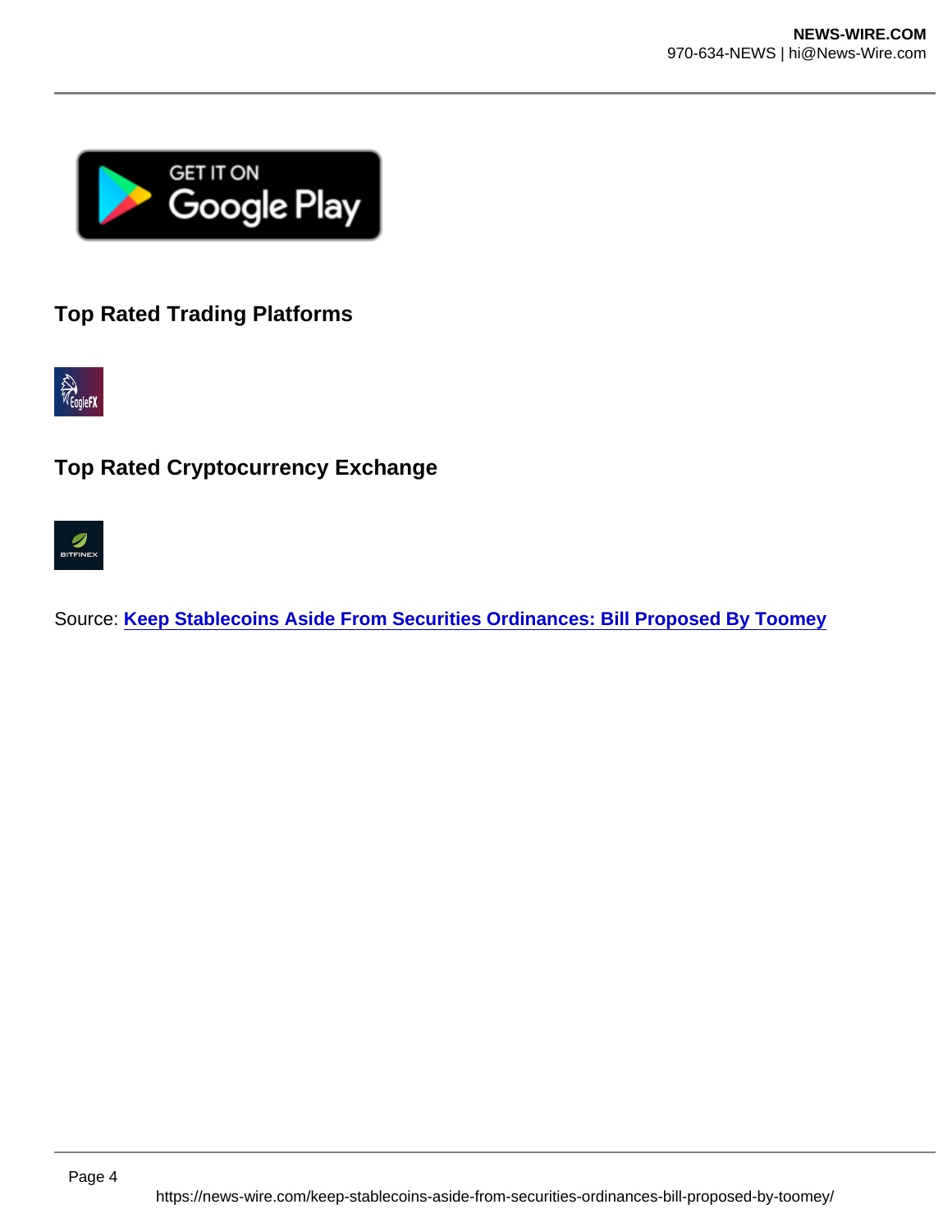## Top Rated Trading Platforms

## Top Rated Cryptocurrency Exchange

Source: **[Keep Stablecoins Aside From Securities Ordinances: Bill Proposed By Toomey](https://news-wire.com/keep-stablecoins-aside-from-securities-ordinances-bill-proposed-by-toomey/)**